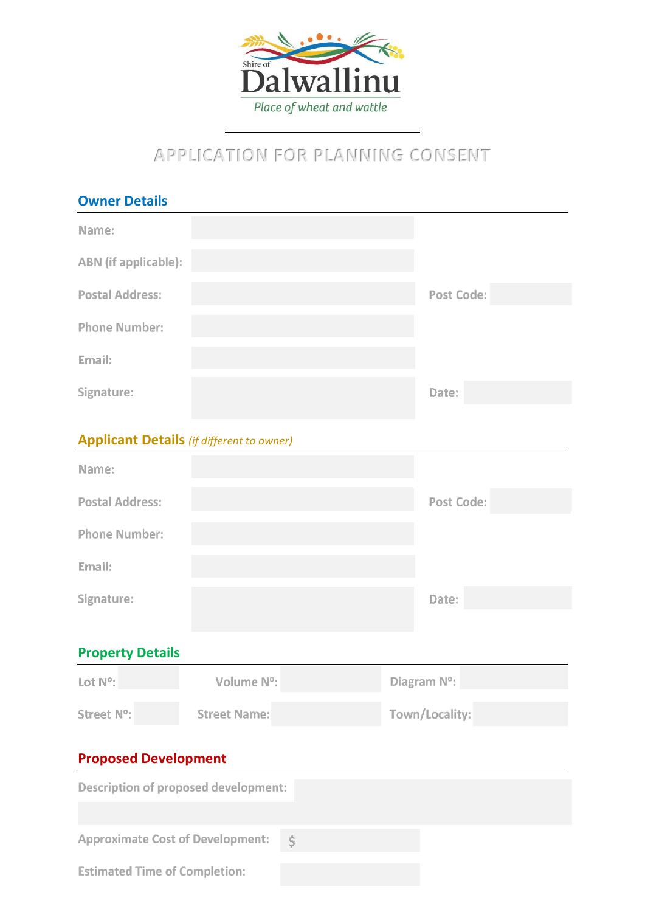Shire of

# Dalwallinu

*Place of wheat and wattle*

## APPLICATION FOR PLANNING CONSENT

### Owner Details

| | | | |
|---|---|---|---|
| Name: | | | |
| ABN (if applicable): | | | |
| Postal Address: | | Post Code: | |
| Phone Number: | | | |
| Email: | | | |
| Signature: | | Date: | |

### Applicant Details *(if different to owner)*

| | | | |
|---|---|---|---|
| Name: | | | |
| Postal Address: | | Post Code: | |
| Phone Number: | | | |
| Email: | | | |
| Signature: | | Date: | |

### Property Details

| | | | | | |
|---|---|---|---|---|---|
| Lot Nº: | | Volume Nº: | | Diagram Nº: | |
| Street Nº: | | Street Name: | | Town/Locality: | |

### Proposed Development

| | |
|---|---|
| Description of proposed development: | |
| Approximate Cost of Development: | $ |
| Estimated Time of Completion: | |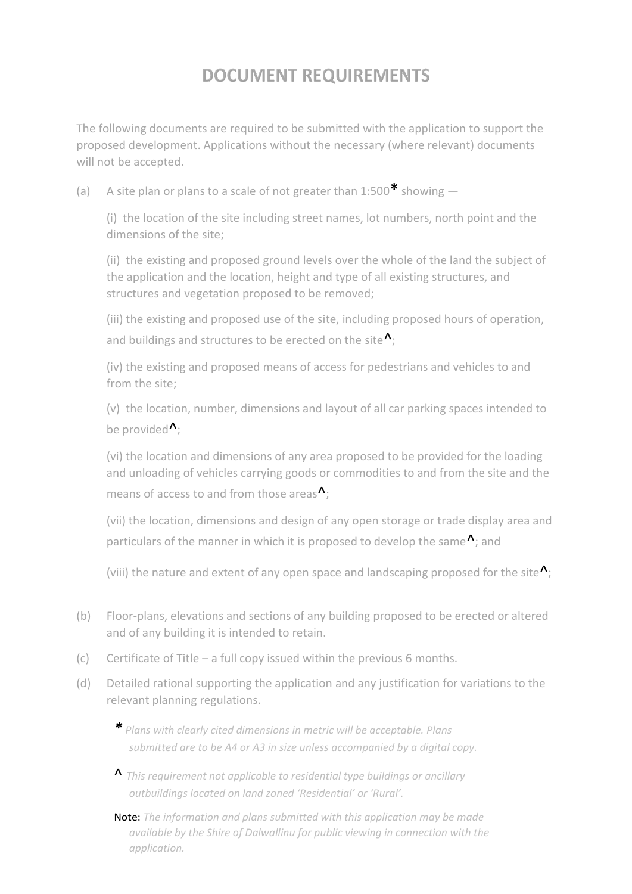# DOCUMENT REQUIREMENTS

The following documents are required to be submitted with the application to support the proposed development. Applications without the necessary (where relevant) documents will not be accepted.

(a) A site plan or plans to a scale of not greater than 1:500* showing —

(i) the location of the site including street names, lot numbers, north point and the dimensions of the site;

(ii) the existing and proposed ground levels over the whole of the land the subject of the application and the location, height and type of all existing structures, and structures and vegetation proposed to be removed;

(iii) the existing and proposed use of the site, including proposed hours of operation, and buildings and structures to be erected on the site^;

(iv) the existing and proposed means of access for pedestrians and vehicles to and from the site;

(v) the location, number, dimensions and layout of all car parking spaces intended to be provided^;

(vi) the location and dimensions of any area proposed to be provided for the loading and unloading of vehicles carrying goods or commodities to and from the site and the means of access to and from those areas^;

(vii) the location, dimensions and design of any open storage or trade display area and particulars of the manner in which it is proposed to develop the same^; and

(viii) the nature and extent of any open space and landscaping proposed for the site^;

(b) Floor-plans, elevations and sections of any building proposed to be erected or altered and of any building it is intended to retain.

(c) Certificate of Title – a full copy issued within the previous 6 months.

(d) Detailed rational supporting the application and any justification for variations to the relevant planning regulations.

*\* Plans with clearly cited dimensions in metric will be acceptable. Plans submitted are to be A4 or A3 in size unless accompanied by a digital copy.*

*^ This requirement not applicable to residential type buildings or ancillary outbuildings located on land zoned 'Residential' or 'Rural'.*

Note: *The information and plans submitted with this application may be made available by the Shire of Dalwallinu for public viewing in connection with the application.*